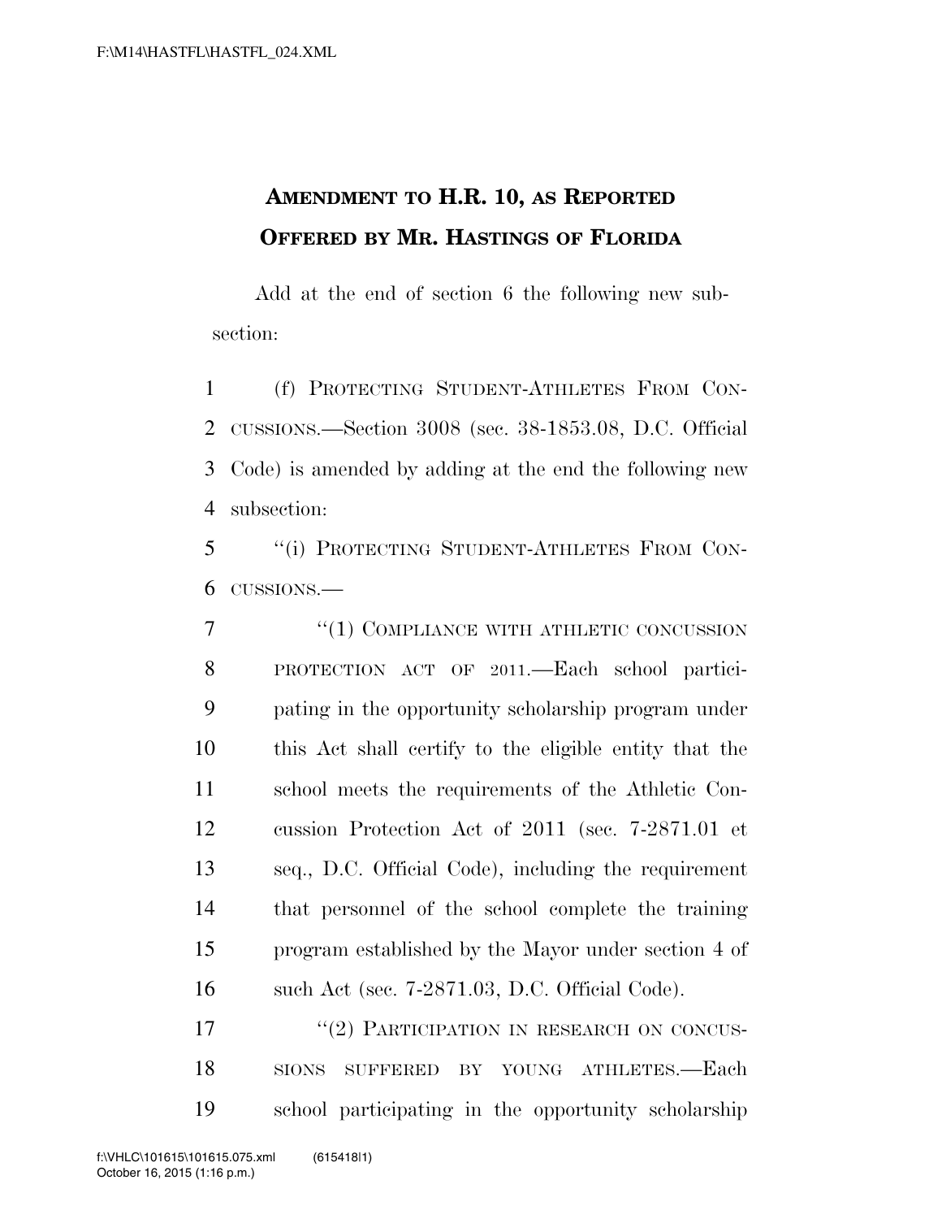# AMENDMENT TO H.R. 10, AS REPORTED OFFERED BY MR. HASTINGS OF FLORIDA

Add at the end of section 6 the following new subsection:

(f) PROTECTING STUDENT-ATHLETES FROM CONCUSSIONS.—Section 3008 (sec. 38-1853.08, D.C. Official Code) is amended by adding at the end the following new subsection:

"(i) PROTECTING STUDENT-ATHLETES FROM CONCUSSIONS.—

"(1) COMPLIANCE WITH ATHLETIC CONCUSSION PROTECTION ACT OF 2011.—Each school participating in the opportunity scholarship program under this Act shall certify to the eligible entity that the school meets the requirements of the Athletic Concussion Protection Act of 2011 (sec. 7-2871.01 et seq., D.C. Official Code), including the requirement that personnel of the school complete the training program established by the Mayor under section 4 of such Act (sec. 7-2871.03, D.C. Official Code).

"(2) PARTICIPATION IN RESEARCH ON CONCUSSIONS SUFFERED BY YOUNG ATHLETES.—Each school participating in the opportunity scholarship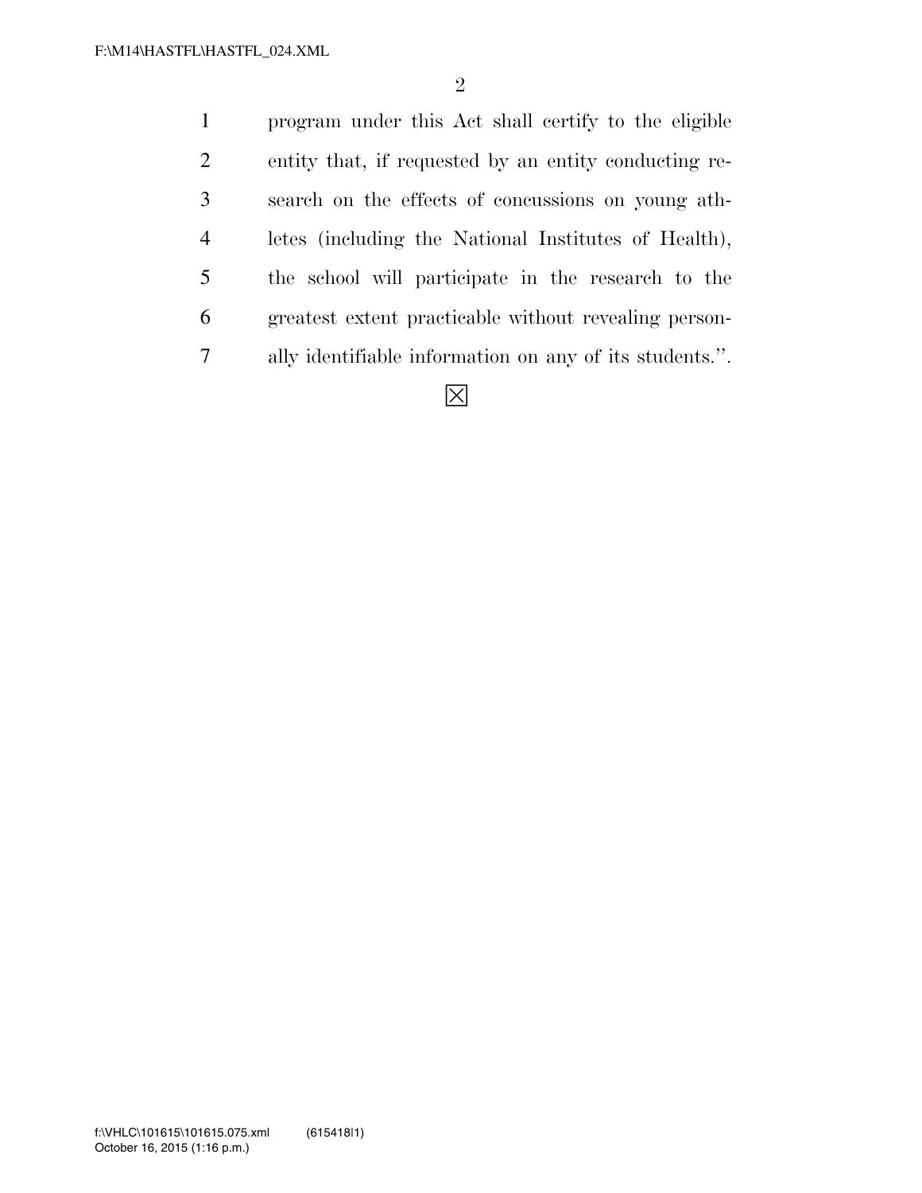program under this Act shall certify to the eligible entity that, if requested by an entity conducting research on the effects of concussions on young athletes (including the National Institutes of Health), the school will participate in the research to the greatest extent practicable without revealing personally identifiable information on any of its students.''.